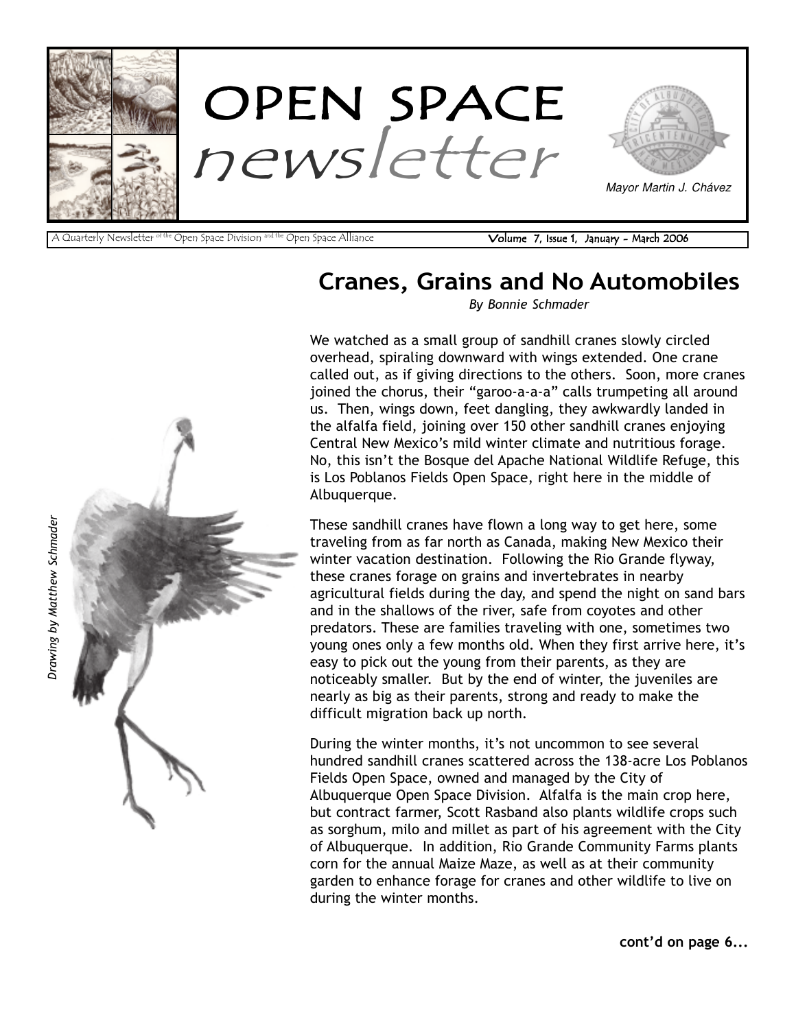# OPEN SPACE newsletter

Mayor Martin J. Chávez

A Quarterly Newsletter of the Open Space Division and the Open Space Alliance

Volume 7, Issue 1, January - March 2006

## Cranes, Grains and No Automobiles

*By Bonnie Schmader*

*Drawing by Matthew Schmader*

We watched as a small group of sandhill cranes slowly circled overhead, spiraling downward with wings extended. One crane called out, as if giving directions to the others. Soon, more cranes joined the chorus, their "garoo-a-a-a" calls trumpeting all around us. Then, wings down, feet dangling, they awkwardly landed in the alfalfa field, joining over 150 other sandhill cranes enjoying Central New Mexico's mild winter climate and nutritious forage. No, this isn't the Bosque del Apache National Wildlife Refuge, this is Los Poblanos Fields Open Space, right here in the middle of Albuquerque.

These sandhill cranes have flown a long way to get here, some traveling from as far north as Canada, making New Mexico their winter vacation destination. Following the Rio Grande flyway, these cranes forage on grains and invertebrates in nearby agricultural fields during the day, and spend the night on sand bars and in the shallows of the river, safe from coyotes and other predators. These are families traveling with one, sometimes two young ones only a few months old. When they first arrive here, it's easy to pick out the young from their parents, as they are noticeably smaller. But by the end of winter, the juveniles are nearly as big as their parents, strong and ready to make the difficult migration back up north.

During the winter months, it's not uncommon to see several hundred sandhill cranes scattered across the 138-acre Los Poblanos Fields Open Space, owned and managed by the City of Albuquerque Open Space Division. Alfalfa is the main crop here, but contract farmer, Scott Rasband also plants wildlife crops such as sorghum, milo and millet as part of his agreement with the City of Albuquerque. In addition, Rio Grande Community Farms plants corn for the annual Maize Maze, as well as at their community garden to enhance forage for cranes and other wildlife to live on during the winter months.

**cont'd on page 6...**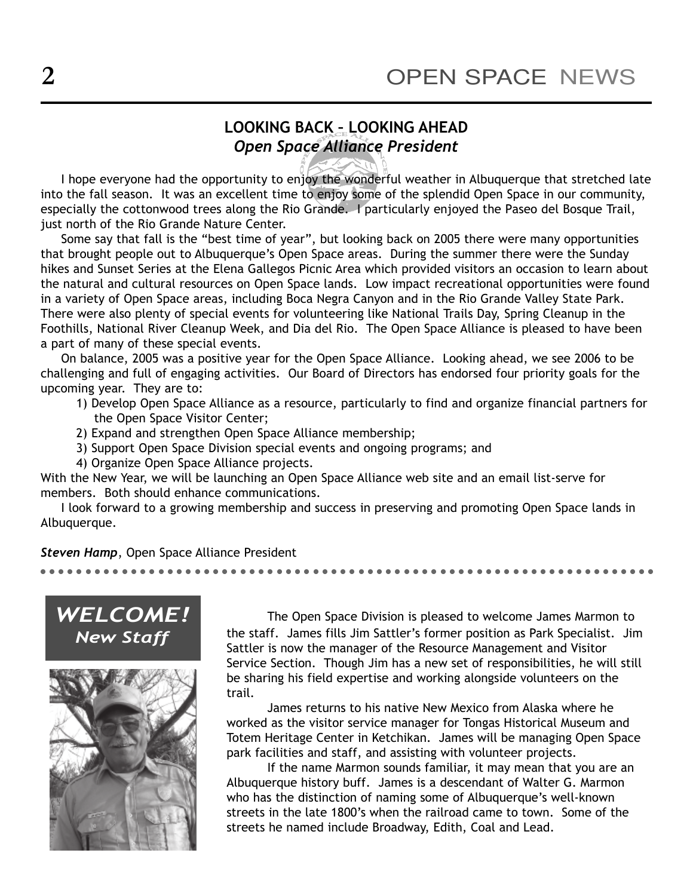## LOOKING BACK – LOOKING AHEAD
### *Open Space Alliance President*

I hope everyone had the opportunity to enjoy the wonderful weather in Albuquerque that stretched late into the fall season. It was an excellent time to enjoy some of the splendid Open Space in our community, especially the cottonwood trees along the Rio Grande. I particularly enjoyed the Paseo del Bosque Trail, just north of the Rio Grande Nature Center.

Some say that fall is the "best time of year", but looking back on 2005 there were many opportunities that brought people out to Albuquerque's Open Space areas. During the summer there were the Sunday hikes and Sunset Series at the Elena Gallegos Picnic Area which provided visitors an occasion to learn about the natural and cultural resources on Open Space lands. Low impact recreational opportunities were found in a variety of Open Space areas, including Boca Negra Canyon and in the Rio Grande Valley State Park. There were also plenty of special events for volunteering like National Trails Day, Spring Cleanup in the Foothills, National River Cleanup Week, and Dia del Rio. The Open Space Alliance is pleased to have been a part of many of these special events.

On balance, 2005 was a positive year for the Open Space Alliance. Looking ahead, we see 2006 to be challenging and full of engaging activities. Our Board of Directors has endorsed four priority goals for the upcoming year. They are to:

1) Develop Open Space Alliance as a resource, particularly to find and organize financial partners for the Open Space Visitor Center;
2) Expand and strengthen Open Space Alliance membership;
3) Support Open Space Division special events and ongoing programs; and
4) Organize Open Space Alliance projects.

With the New Year, we will be launching an Open Space Alliance web site and an email list-serve for members. Both should enhance communications.

I look forward to a growing membership and success in preserving and promoting Open Space lands in Albuquerque.

***Steven Hamp***, Open Space Alliance President

---

## *WELCOME!*
### *New Staff*

The Open Space Division is pleased to welcome James Marmon to the staff. James fills Jim Sattler's former position as Park Specialist. Jim Sattler is now the manager of the Resource Management and Visitor Service Section. Though Jim has a new set of responsibilities, he will still be sharing his field expertise and working alongside volunteers on the trail.

James returns to his native New Mexico from Alaska where he worked as the visitor service manager for Tongas Historical Museum and Totem Heritage Center in Ketchikan. James will be managing Open Space park facilities and staff, and assisting with volunteer projects.

If the name Marmon sounds familiar, it may mean that you are an Albuquerque history buff. James is a descendant of Walter G. Marmon who has the distinction of naming some of Albuquerque's well-known streets in the late 1800's when the railroad came to town. Some of the streets he named include Broadway, Edith, Coal and Lead.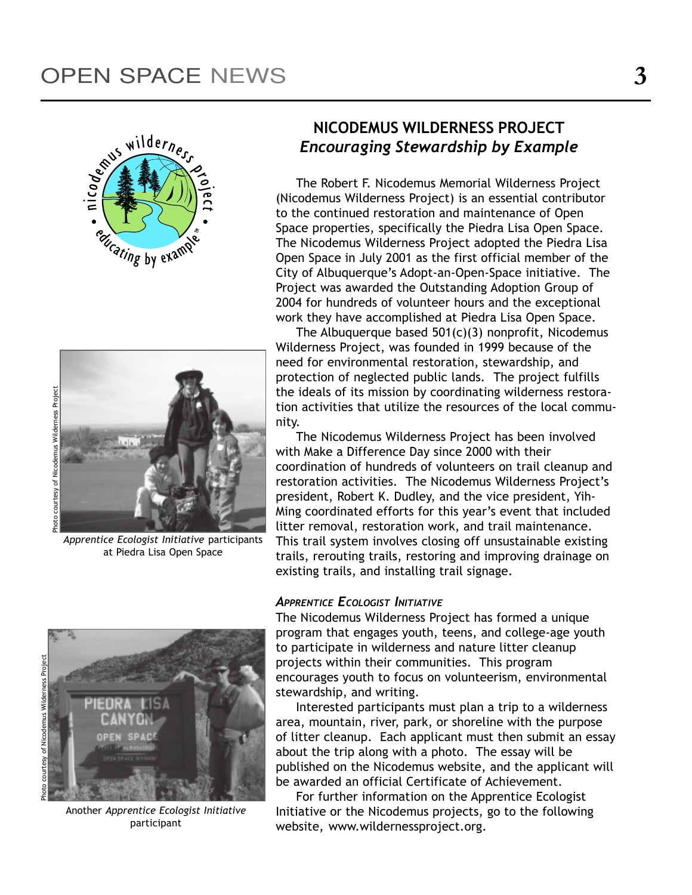## NICODEMUS WILDERNESS PROJECT
### *Encouraging Stewardship by Example*

The Robert F. Nicodemus Memorial Wilderness Project (Nicodemus Wilderness Project) is an essential contributor to the continued restoration and maintenance of Open Space properties, specifically the Piedra Lisa Open Space. The Nicodemus Wilderness Project adopted the Piedra Lisa Open Space in July 2001 as the first official member of the City of Albuquerque's Adopt-an-Open-Space initiative. The Project was awarded the Outstanding Adoption Group of 2004 for hundreds of volunteer hours and the exceptional work they have accomplished at Piedra Lisa Open Space.

The Albuquerque based 501(c)(3) nonprofit, Nicodemus Wilderness Project, was founded in 1999 because of the need for environmental restoration, stewardship, and protection of neglected public lands. The project fulfills the ideals of its mission by coordinating wilderness restoration activities that utilize the resources of the local community.

The Nicodemus Wilderness Project has been involved with Make a Difference Day since 2000 with their coordination of hundreds of volunteers on trail cleanup and restoration activities. The Nicodemus Wilderness Project's president, Robert K. Dudley, and the vice president, Yih-Ming coordinated efforts for this year's event that included litter removal, restoration work, and trail maintenance. This trail system involves closing off unsustainable existing trails, rerouting trails, restoring and improving drainage on existing trails, and installing trail signage.

Photo courtesy of Nicodemus Wilderness Project

*Apprentice Ecologist Initiative* participants at Piedra Lisa Open Space

#### *Apprentice Ecologist Initiative*

The Nicodemus Wilderness Project has formed a unique program that engages youth, teens, and college-age youth to participate in wilderness and nature litter cleanup projects within their communities. This program encourages youth to focus on volunteerism, environmental stewardship, and writing.

Interested participants must plan a trip to a wilderness area, mountain, river, park, or shoreline with the purpose of litter cleanup. Each applicant must then submit an essay about the trip along with a photo. The essay will be published on the Nicodemus website, and the applicant will be awarded an official Certificate of Achievement.

For further information on the Apprentice Ecologist Initiative or the Nicodemus projects, go to the following website, www.wildernessproject.org.

Photo courtesy of Nicodemus Wilderness Project

Another *Apprentice Ecologist Initiative* participant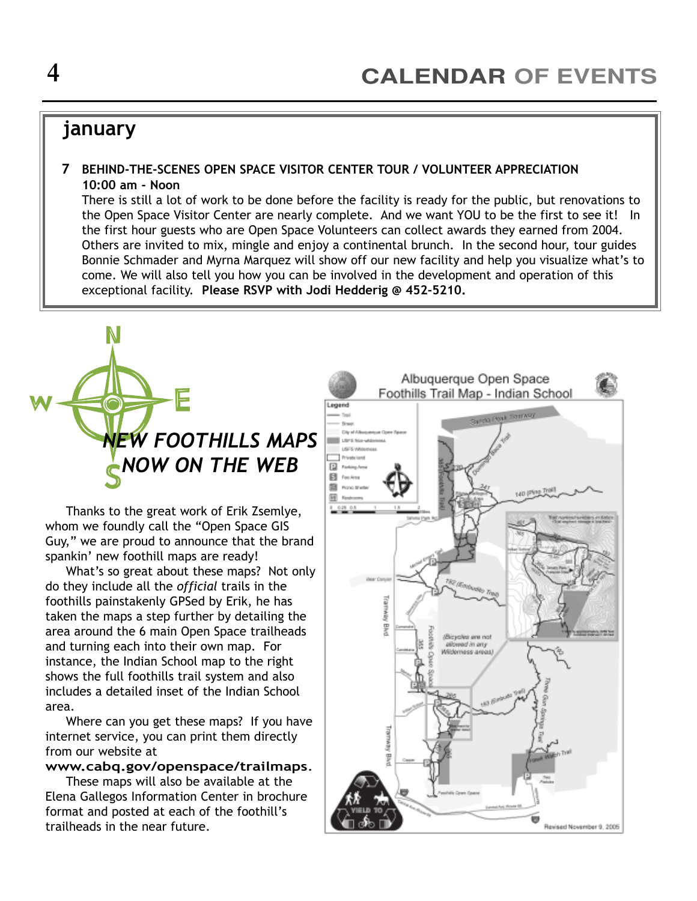# CALENDAR OF EVENTS

## january

**7 BEHIND-THE-SCENES OPEN SPACE VISITOR CENTER TOUR / VOLUNTEER APPRECIATION**
**10:00 am - Noon**
There is still a lot of work to be done before the facility is ready for the public, but renovations to the Open Space Visitor Center are nearly complete. And we want YOU to be the first to see it! In the first hour guests who are Open Space Volunteers can collect awards they earned from 2004. Others are invited to mix, mingle and enjoy a continental brunch. In the second hour, tour guides Bonnie Schmader and Myrna Marquez will show off our new facility and help you visualize what's to come. We will also tell you how you can be involved in the development and operation of this exceptional facility. **Please RSVP with Jodi Hedderig @ 452-5210.**

## *NEW FOOTHILLS MAPS NOW ON THE WEB*

Thanks to the great work of Erik Zsemlye, whom we foundly call the "Open Space GIS Guy," we are proud to announce that the brand spankin' new foothill maps are ready!

What's so great about these maps? Not only do they include all the *official* trails in the foothills painstakenly GPSed by Erik, he has taken the maps a step further by detailing the area around the 6 main Open Space trailheads and turning each into their own map. For instance, the Indian School map to the right shows the full foothills trail system and also includes a detailed inset of the Indian School area.

Where can you get these maps? If you have internet service, you can print them directly from our website at **www.cabq.gov/openspace/trailmaps**.

These maps will also be available at the Elena Gallegos Information Center in brochure format and posted at each of the foothill's trailheads in the near future.

Albuquerque Open Space
Foothills Trail Map - Indian School

Revised November 9, 2005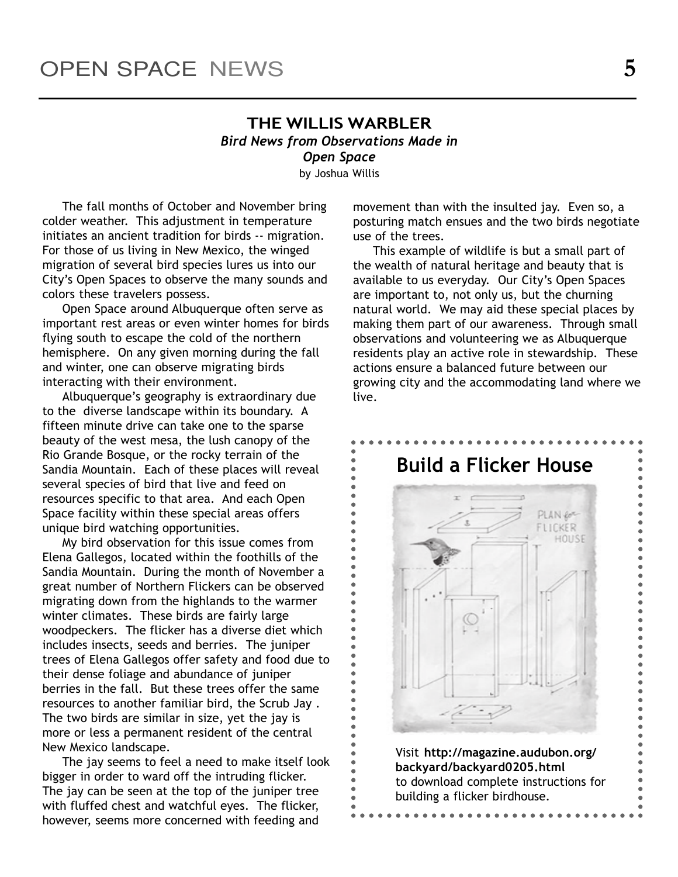## THE WILLIS WARBLER

***Bird News from Observations Made in Open Space***

by Joshua Willis

The fall months of October and November bring colder weather. This adjustment in temperature initiates an ancient tradition for birds -- migration. For those of us living in New Mexico, the winged migration of several bird species lures us into our City's Open Spaces to observe the many sounds and colors these travelers possess.

Open Space around Albuquerque often serve as important rest areas or even winter homes for birds flying south to escape the cold of the northern hemisphere. On any given morning during the fall and winter, one can observe migrating birds interacting with their environment.

Albuquerque's geography is extraordinary due to the diverse landscape within its boundary. A fifteen minute drive can take one to the sparse beauty of the west mesa, the lush canopy of the Rio Grande Bosque, or the rocky terrain of the Sandia Mountain. Each of these places will reveal several species of bird that live and feed on resources specific to that area. And each Open Space facility within these special areas offers unique bird watching opportunities.

My bird observation for this issue comes from Elena Gallegos, located within the foothills of the Sandia Mountain. During the month of November a great number of Northern Flickers can be observed migrating down from the highlands to the warmer winter climates. These birds are fairly large woodpeckers. The flicker has a diverse diet which includes insects, seeds and berries. The juniper trees of Elena Gallegos offer safety and food due to their dense foliage and abundance of juniper berries in the fall. But these trees offer the same resources to another familiar bird, the Scrub Jay . The two birds are similar in size, yet the jay is more or less a permanent resident of the central New Mexico landscape.

The jay seems to feel a need to make itself look bigger in order to ward off the intruding flicker. The jay can be seen at the top of the juniper tree with fluffed chest and watchful eyes. The flicker, however, seems more concerned with feeding and movement than with the insulted jay. Even so, a posturing match ensues and the two birds negotiate use of the trees.

This example of wildlife is but a small part of the wealth of natural heritage and beauty that is available to us everyday. Our City's Open Spaces are important to, not only us, but the churning natural world. We may aid these special places by making them part of our awareness. Through small observations and volunteering we as Albuquerque residents play an active role in stewardship. These actions ensure a balanced future between our growing city and the accommodating land where we live.

## Build a Flicker House

Visit **http://magazine.audubon.org/backyard/backyard0205.html** to download complete instructions for building a flicker birdhouse.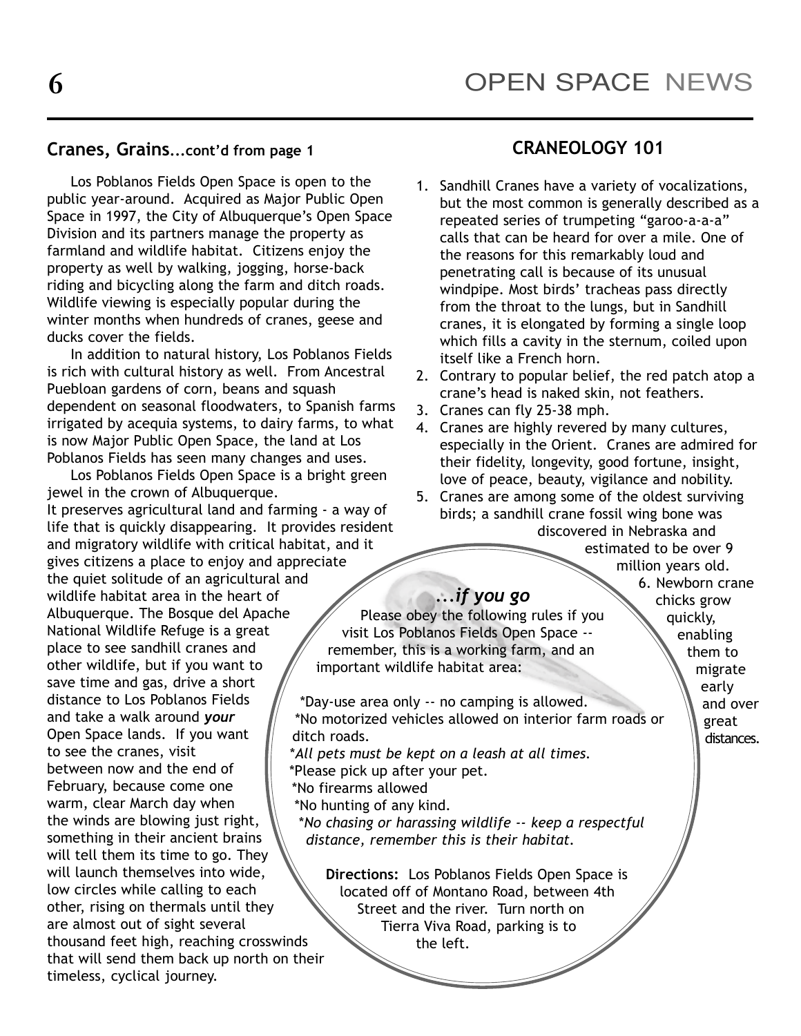## Cranes, Grains...cont'd from page 1

Los Poblanos Fields Open Space is open to the public year-around. Acquired as Major Public Open Space in 1997, the City of Albuquerque's Open Space Division and its partners manage the property as farmland and wildlife habitat. Citizens enjoy the property as well by walking, jogging, horse-back riding and bicycling along the farm and ditch roads. Wildlife viewing is especially popular during the winter months when hundreds of cranes, geese and ducks cover the fields.

In addition to natural history, Los Poblanos Fields is rich with cultural history as well. From Ancestral Puebloan gardens of corn, beans and squash dependent on seasonal floodwaters, to Spanish farms irrigated by acequia systems, to dairy farms, to what is now Major Public Open Space, the land at Los Poblanos Fields has seen many changes and uses.

Los Poblanos Fields Open Space is a bright green jewel in the crown of Albuquerque.
It preserves agricultural land and farming - a way of life that is quickly disappearing. It provides resident and migratory wildlife with critical habitat, and it gives citizens a place to enjoy and appreciate the quiet solitude of an agricultural and wildlife habitat area in the heart of Albuquerque. The Bosque del Apache National Wildlife Refuge is a great place to see sandhill cranes and other wildlife, but if you want to save time and gas, drive a short distance to Los Poblanos Fields and take a walk around ***your*** Open Space lands. If you want to see the cranes, visit between now and the end of February, because come one warm, clear March day when the winds are blowing just right, something in their ancient brains will tell them its time to go. They will launch themselves into wide, low circles while calling to each other, rising on thermals until they are almost out of sight several thousand feet high, reaching crosswinds that will send them back up north on their timeless, cyclical journey.

## CRANEOLOGY 101

1. Sandhill Cranes have a variety of vocalizations, but the most common is generally described as a repeated series of trumpeting "garoo-a-a-a" calls that can be heard for over a mile. One of the reasons for this remarkably loud and penetrating call is because of its unusual windpipe. Most birds' tracheas pass directly from the throat to the lungs, but in Sandhill cranes, it is elongated by forming a single loop which fills a cavity in the sternum, coiled upon itself like a French horn.
2. Contrary to popular belief, the red patch atop a crane's head is naked skin, not feathers.
3. Cranes can fly 25-38 mph.
4. Cranes are highly revered by many cultures, especially in the Orient. Cranes are admired for their fidelity, longevity, good fortune, insight, love of peace, beauty, vigilance and nobility.
5. Cranes are among some of the oldest surviving birds; a sandhill crane fossil wing bone was discovered in Nebraska and estimated to be over 9 million years old.
6. Newborn crane chicks grow quickly, enabling them to migrate early and over great distances.

### *...if you go*

Please obey the following rules if you visit Los Poblanos Fields Open Space -- remember, this is a working farm, and an important wildlife habitat area:

*Day-use area only -- no camping is allowed.
*No motorized vehicles allowed on interior farm roads or ditch roads.
**All pets must be kept on a leash at all times.*
*Please pick up after your pet.
*No firearms allowed
*No hunting of any kind.
**No chasing or harassing wildlife -- keep a respectful distance, remember this is their habitat.*

**Directions:** Los Poblanos Fields Open Space is located off of Montano Road, between 4th Street and the river. Turn north on Tierra Viva Road, parking is to the left.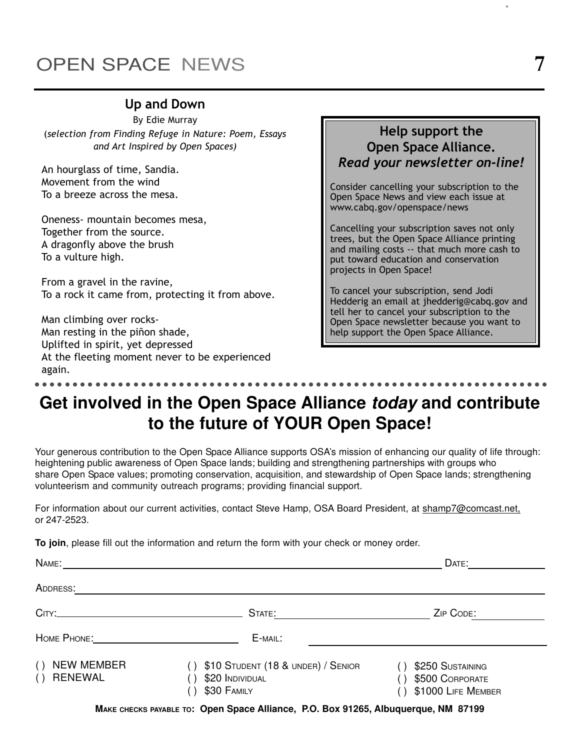## Up and Down

By Edie Murray

(*selection from Finding Refuge in Nature: Poem, Essays and Art Inspired by Open Spaces*)

An hourglass of time, Sandia.
Movement from the wind
To a breeze across the mesa.

Oneness- mountain becomes mesa,
Together from the source.
A dragonfly above the brush
To a vulture high.

From a gravel in the ravine,
To a rock it came from, protecting it from above.

Man climbing over rocks-
Man resting in the piñon shade,
Uplifted in spirit, yet depressed
At the fleeting moment never to be experienced again.

### Help support the Open Space Alliance. *Read your newsletter on-line!*

Consider cancelling your subscription to the Open Space News and view each issue at www.cabq.gov/openspace/news

Cancelling your subscription saves not only trees, but the Open Space Alliance printing and mailing costs -- that much more cash to put toward education and conservation projects in Open Space!

To cancel your subscription, send Jodi Hedderig an email at jhedderig@cabq.gov and tell her to cancel your subscription to the Open Space newsletter because you want to help support the Open Space Alliance.

## Get involved in the Open Space Alliance *today* and contribute to the future of YOUR Open Space!

Your generous contribution to the Open Space Alliance supports OSA's mission of enhancing our quality of life through: heightening public awareness of Open Space lands; building and strengthening partnerships with groups who share Open Space values; promoting conservation, acquisition, and stewardship of Open Space lands; strengthening volunteerism and community outreach programs; providing financial support.

For information about our current activities, contact Steve Hamp, OSA Board President, at shamp7@comcast.net, or 247-2523.

**To join**, please fill out the information and return the form with your check or money order.

NAME: ______________________ DATE: __________

ADDRESS: ______________________

CITY: ______________ STATE: ______________ ZIP CODE: __________

HOME PHONE: ______________ E-MAIL: ______________

( ) NEW MEMBER
( ) RENEWAL

( ) $10 STUDENT (18 & UNDER) / SENIOR
( ) $20 INDIVIDUAL
( ) $30 FAMILY

( ) $250 SUSTAINING
( ) $500 CORPORATE
( ) $1000 LIFE MEMBER

**MAKE CHECKS PAYABLE TO: Open Space Alliance, P.O. Box 91265, Albuquerque, NM 87199**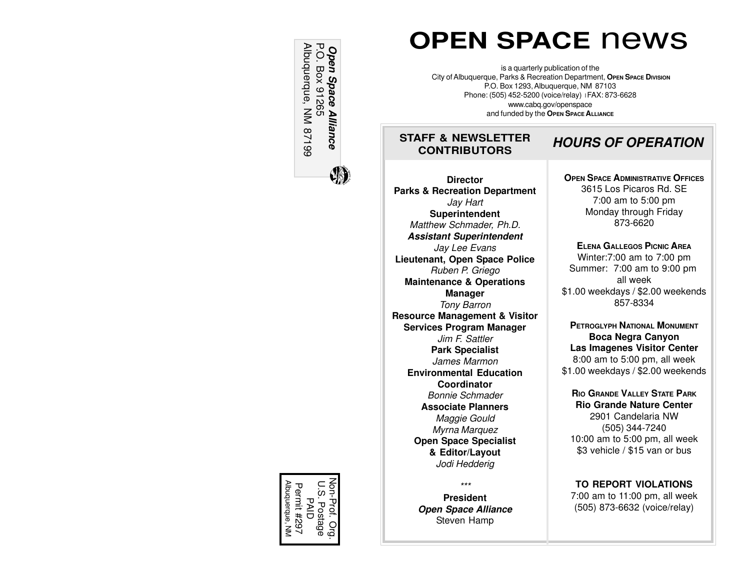Open Space Alliance
P.O. Box 91265
Albuquerque, NM 87199

Non-Prof. Org.
U.S. Postage
PAID
Permit #297
Albuquerque, NM

# OPEN SPACE news

is a quarterly publication of the
City of Albuquerque, Parks & Recreation Department, **Open Space Division**
P.O. Box 1293, Albuquerque, NM 87103
Phone: (505) 452-5200 (voice/relay) | FAX: 873-6628
www.cabq.gov/openspace
and funded by the **Open Space Alliance**

## STAFF & NEWSLETTER CONTRIBUTORS

**Director**
**Parks & Recreation Department**
*Jay Hart*

**Superintendent**
*Matthew Schmader, Ph.D.*

***Assistant Superintendent***
*Jay Lee Evans*

**Lieutenant, Open Space Police**
*Ruben P. Griego*

**Maintenance & Operations Manager**
*Tony Barron*

**Resource Management & Visitor Services Program Manager**
*Jim F. Sattler*

**Park Specialist**
*James Marmon*

**Environmental Education Coordinator**
*Bonnie Schmader*

**Associate Planners**
*Maggie Gould*
*Myrna Marquez*

**Open Space Specialist & Editor/Layout**
*Jodi Hedderig*

***

**President**
***Open Space Alliance***
Steven Hamp

## HOURS OF OPERATION

**Open Space Administrative Offices**
3615 Los Picaros Rd. SE
7:00 am to 5:00 pm
Monday through Friday
873-6620

**Elena Gallegos Picnic Area**
Winter:7:00 am to 7:00 pm
Summer: 7:00 am to 9:00 pm
all week
$1.00 weekdays / $2.00 weekends
857-8334

**Petroglyph National Monument**
**Boca Negra Canyon**
**Las Imagenes Visitor Center**
8:00 am to 5:00 pm, all week
$1.00 weekdays / $2.00 weekends

**Rio Grande Valley State Park**
**Rio Grande Nature Center**
2901 Candelaria NW
(505) 344-7240
10:00 am to 5:00 pm, all week
$3 vehicle / $15 van or bus

**TO REPORT VIOLATIONS**
7:00 am to 11:00 pm, all week
(505) 873-6632 (voice/relay)